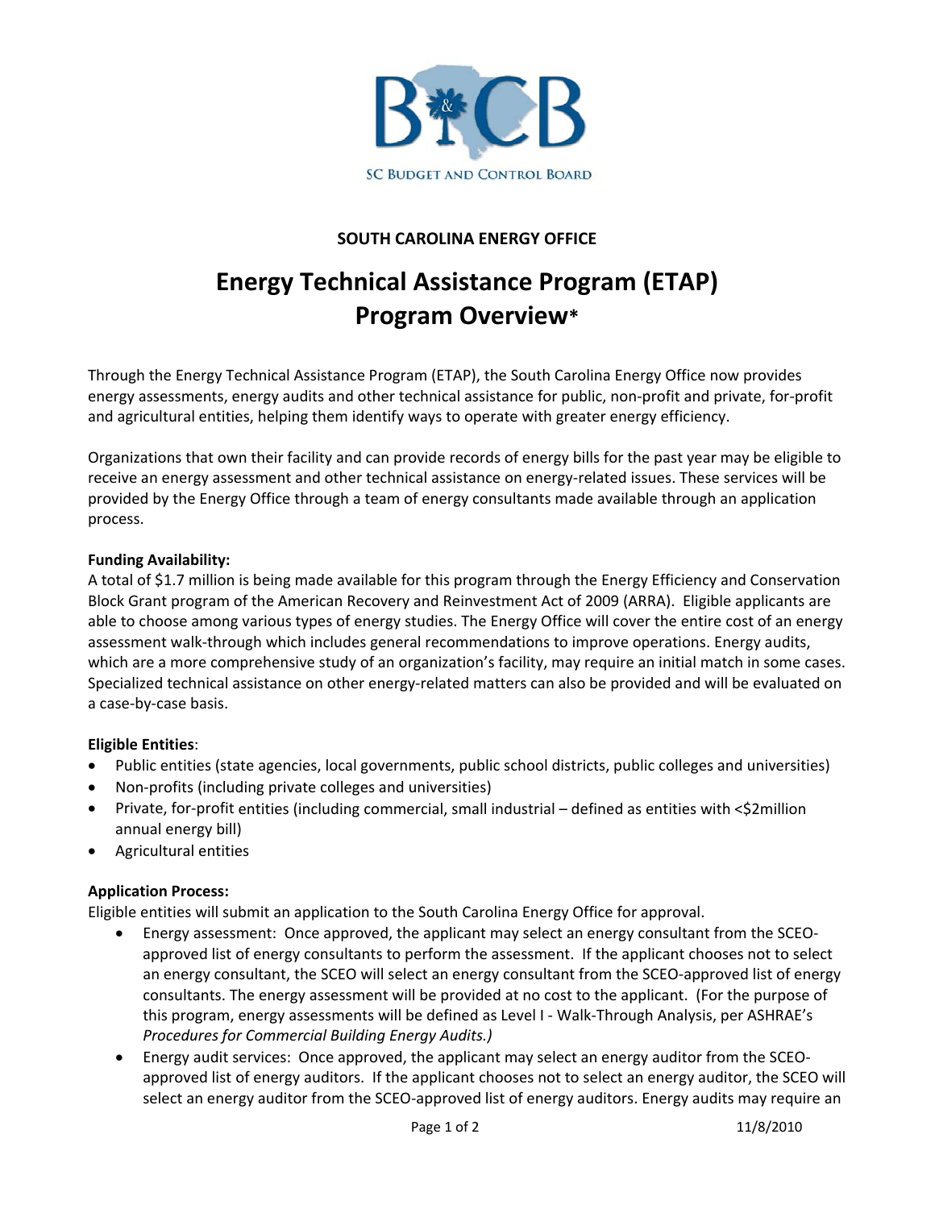SC Budget and Control Board

**SOUTH CAROLINA ENERGY OFFICE**

# Energy Technical Assistance Program (ETAP) Program Overview*

Through the Energy Technical Assistance Program (ETAP), the South Carolina Energy Office now provides energy assessments, energy audits and other technical assistance for public, non-profit and private, for-profit and agricultural entities, helping them identify ways to operate with greater energy efficiency.

Organizations that own their facility and can provide records of energy bills for the past year may be eligible to receive an energy assessment and other technical assistance on energy-related issues. These services will be provided by the Energy Office through a team of energy consultants made available through an application process.

**Funding Availability:**
A total of $1.7 million is being made available for this program through the Energy Efficiency and Conservation Block Grant program of the American Recovery and Reinvestment Act of 2009 (ARRA). Eligible applicants are able to choose among various types of energy studies. The Energy Office will cover the entire cost of an energy assessment walk-through which includes general recommendations to improve operations. Energy audits, which are a more comprehensive study of an organization's facility, may require an initial match in some cases. Specialized technical assistance on other energy-related matters can also be provided and will be evaluated on a case-by-case basis.

**Eligible Entities**:

- Public entities (state agencies, local governments, public school districts, public colleges and universities)
- Non-profits (including private colleges and universities)
- Private, for-profit entities (including commercial, small industrial – defined as entities with <$2million annual energy bill)
- Agricultural entities

**Application Process:**
Eligible entities will submit an application to the South Carolina Energy Office for approval.

- Energy assessment: Once approved, the applicant may select an energy consultant from the SCEO-approved list of energy consultants to perform the assessment. If the applicant chooses not to select an energy consultant, the SCEO will select an energy consultant from the SCEO-approved list of energy consultants. The energy assessment will be provided at no cost to the applicant. (For the purpose of this program, energy assessments will be defined as Level I - Walk-Through Analysis, per ASHRAE's *Procedures for Commercial Building Energy Audits.)*
- Energy audit services: Once approved, the applicant may select an energy auditor from the SCEO-approved list of energy auditors. If the applicant chooses not to select an energy auditor, the SCEO will select an energy auditor from the SCEO-approved list of energy auditors. Energy audits may require an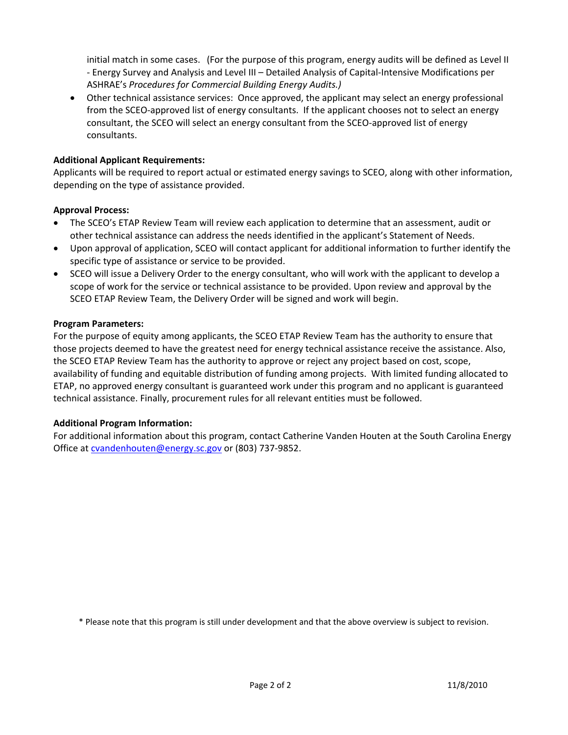initial match in some cases. (For the purpose of this program, energy audits will be defined as Level II - Energy Survey and Analysis and Level III – Detailed Analysis of Capital-Intensive Modifications per ASHRAE's *Procedures for Commercial Building Energy Audits.)*

- Other technical assistance services: Once approved, the applicant may select an energy professional from the SCEO-approved list of energy consultants. If the applicant chooses not to select an energy consultant, the SCEO will select an energy consultant from the SCEO-approved list of energy consultants.

**Additional Applicant Requirements:**

Applicants will be required to report actual or estimated energy savings to SCEO, along with other information, depending on the type of assistance provided.

**Approval Process:**

- The SCEO's ETAP Review Team will review each application to determine that an assessment, audit or other technical assistance can address the needs identified in the applicant's Statement of Needs.
- Upon approval of application, SCEO will contact applicant for additional information to further identify the specific type of assistance or service to be provided.
- SCEO will issue a Delivery Order to the energy consultant, who will work with the applicant to develop a scope of work for the service or technical assistance to be provided. Upon review and approval by the SCEO ETAP Review Team, the Delivery Order will be signed and work will begin.

**Program Parameters:**

For the purpose of equity among applicants, the SCEO ETAP Review Team has the authority to ensure that those projects deemed to have the greatest need for energy technical assistance receive the assistance. Also, the SCEO ETAP Review Team has the authority to approve or reject any project based on cost, scope, availability of funding and equitable distribution of funding among projects. With limited funding allocated to ETAP, no approved energy consultant is guaranteed work under this program and no applicant is guaranteed technical assistance. Finally, procurement rules for all relevant entities must be followed.

**Additional Program Information:**

For additional information about this program, contact Catherine Vanden Houten at the South Carolina Energy Office at cvandenhouten@energy.sc.gov or (803) 737-9852.

\* Please note that this program is still under development and that the above overview is subject to revision.

11/8/2010